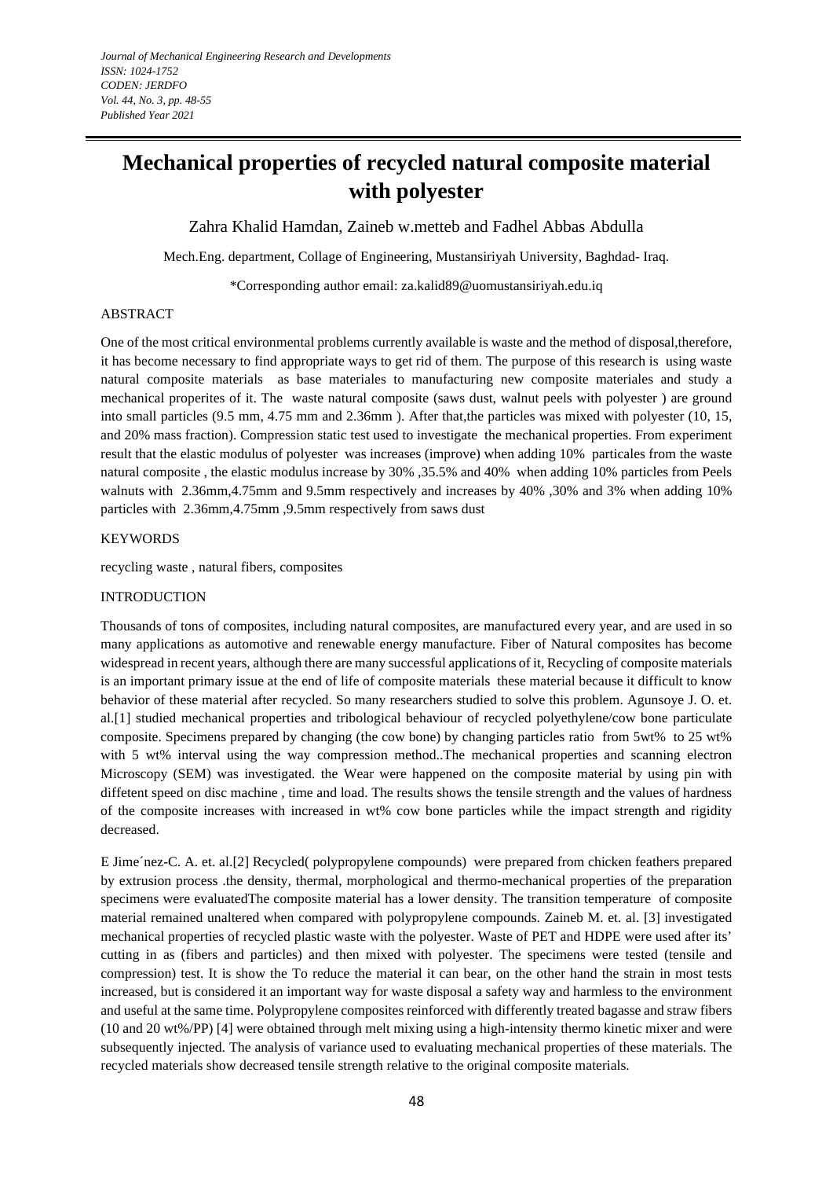# Mechanical properties of recycled natural composite material with polyester

Zahra Khalid Hamdan, Zaineb w.metteb and Fadhel Abbas Abdulla

Mech.Eng. department, Collage of Engineering, Mustansiriyah University, Baghdad- Iraq.

*Corresponding author email: za.kalid89@uomustansiriyah.edu.iq

## ABSTRACT

One of the most critical environmental problems currently available is waste and the method of disposal,therefore, it has become necessary to find appropriate ways to get rid of them. The purpose of this research is using waste natural composite materials as base materials to manufacturing new composite materiales and study a mechanical properites of it. The waste natural composite (saws dust, walnut peels with polyester ) are ground into small particles (9.5 mm, 4.75 mm and 2.36mm ). After that,the particles was mixed with polyester (10, 15, and 20% mass fraction). Compression static test used to investigate the mechanical properties. From experiment result that the elastic modulus of polyester was increases (improve) when adding 10% particales from the waste natural composite , the elastic modulus increase by 30% ,35.5% and 40% when adding 10% particles from Peels walnuts with 2.36mm,4.75mm and 9.5mm respectively and increases by 40% ,30% and 3% when adding 10% particles with 2.36mm,4.75mm ,9.5mm respectively from saws dust

## KEYWORDS

recycling waste , natural fibers, composites

## INTRODUCTION

Thousands of tons of composites, including natural composites, are manufactured every year, and are used in so many applications as automotive and renewable energy manufacture. Fiber of Natural composites has become widespread in recent years, although there are many successful applications of it, Recycling of composite materials is an important primary issue at the end of life of composite materials these material because it difficult to know behavior of these material after recycled. So many researchers studied to solve this problem. Agunsoye J. O. et. al.[1] studied mechanical properties and tribological behaviour of recycled polyethylene/cow bone particulate composite. Specimens prepared by changing (the cow bone) by changing particles ratio from 5wt% to 25 wt% with 5 wt% interval using the way compression method..The mechanical properties and scanning electron Microscopy (SEM) was investigated. the Wear were happened on the composite material by using pin with diffetent speed on disc machine , time and load. The results shows the tensile strength and the values of hardness of the composite increases with increased in wt% cow bone particles while the impact strength and rigidity decreased.

E Jime´nez-C. A. et. al.[2] Recycled( polypropylene compounds) were prepared from chicken feathers prepared by extrusion process .the density, thermal, morphological and thermo-mechanical properties of the preparation specimens were evaluatedThe composite material has a lower density. The transition temperature of composite material remained unaltered when compared with polypropylene compounds. Zaineb M. et. al. [3] investigated mechanical properties of recycled plastic waste with the polyester. Waste of PET and HDPE were used after its' cutting in as (fibers and particles) and then mixed with polyester. The specimens were tested (tensile and compression) test. It is show the To reduce the material it can bear, on the other hand the strain in most tests increased, but is considered it an important way for waste disposal a safety way and harmless to the environment and useful at the same time. Polypropylene composites reinforced with differently treated bagasse and straw fibers (10 and 20 wt%/PP) [4] were obtained through melt mixing using a high-intensity thermo kinetic mixer and were subsequently injected. The analysis of variance used to evaluating mechanical properties of these materials. The recycled materials show decreased tensile strength relative to the original composite materials.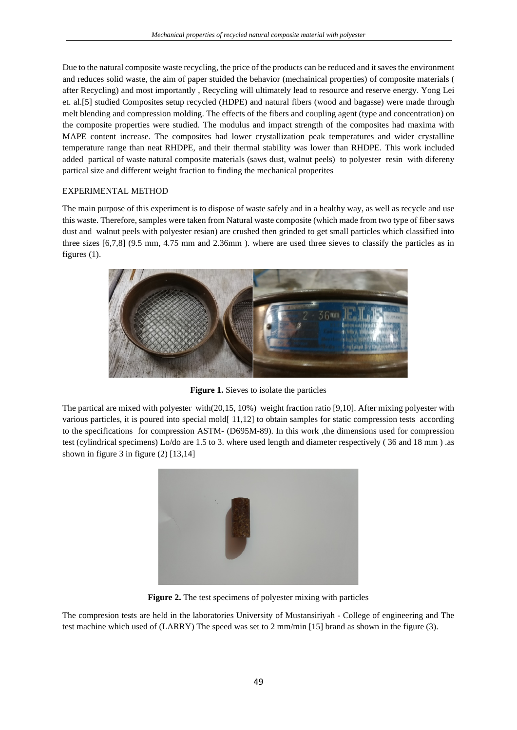Due to the natural composite waste recycling, the price of the products can be reduced and it saves the environment and reduces solid waste, the aim of paper stuided the behavior (mechainical properties) of composite materials ( after Recycling) and most importantly , Recycling will ultimately lead to resource and reserve energy. Yong Lei et. al.[5] studied Composites setup recycled (HDPE) and natural fibers (wood and bagasse) were made through melt blending and compression molding. The effects of the fibers and coupling agent (type and concentration) on the composite properties were studied. The modulus and impact strength of the composites had maxima with MAPE content increase. The composites had lower crystallization peak temperatures and wider crystalline temperature range than neat RHDPE, and their thermal stability was lower than RHDPE. This work included added partical of waste natural composite materials (saws dust, walnut peels) to polyester resin with difereny partical size and different weight fraction to finding the mechanical properites

EXPERIMENTAL METHOD

The main purpose of this experiment is to dispose of waste safely and in a healthy way, as well as recycle and use this waste. Therefore, samples were taken from Natural waste composite (which made from two type of fiber saws dust and walnut peels with polyester resian) are crushed then grinded to get small particles which classified into three sizes [6,7,8] (9.5 mm, 4.75 mm and 2.36mm ). where are used three sieves to classify the particles as in figures (1).

**Figure 1.** Sieves to isolate the particles

The partical are mixed with polyester with(20,15, 10%) weight fraction ratio [9,10]. After mixing polyester with various particles, it is poured into special mold[ 11,12] to obtain samples for static compression tests according to the specifications for compression ASTM- (D695M-89). In this work ,the dimensions used for compression test (cylindrical specimens) Lo/do are 1.5 to 3. where used length and diameter respectively ( 36 and 18 mm ) .as shown in figure 3 in figure (2) [13,14]

**Figure 2.** The test specimens of polyester mixing with particles

The compresion tests are held in the laboratories University of Mustansiriyah - College of engineering and The test machine which used of (LARRY) The speed was set to 2 mm/min [15] brand as shown in the figure (3).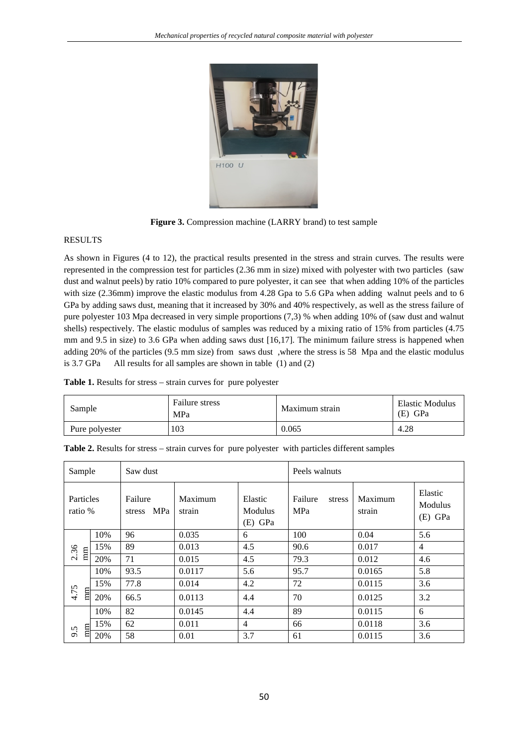**Figure 3.** Compression machine (LARRY brand) to test sample

RESULTS

As shown in Figures (4 to 12), the practical results presented in the stress and strain curves. The results were represented in the compression test for particles (2.36 mm in size) mixed with polyester with two particles (saw dust and walnut peels) by ratio 10% compared to pure polyester, it can see that when adding 10% of the particles with size (2.36mm) improve the elastic modulus from 4.28 Gpa to 5.6 GPa when adding walnut peels and to 6 GPa by adding saws dust, meaning that it increased by 30% and 40% respectively, as well as the stress failure of pure polyester 103 Mpa decreased in very simple proportions (7,3) % when adding 10% of (saw dust and walnut shells) respectively. The elastic modulus of samples was reduced by a mixing ratio of 15% from particles (4.75 mm and 9.5 in size) to 3.6 GPa when adding saws dust [16,17]. The minimum failure stress is happened when adding 20% of the particles (9.5 mm size) from saws dust ,where the stress is 58 Mpa and the elastic modulus is 3.7 GPa All results for all samples are shown in table (1) and (2)

**Table 1.** Results for stress – strain curves for pure polyester

| Sample | Failure stress MPa | Maximum strain | Elastic Modulus (E) GPa |
|---|---|---|---|
| Pure polyester | 103 | 0.065 | 4.28 |

**Table 2.** Results for stress – strain curves for pure polyester with particles different samples

| Sample | | Saw dust | | | Peels walnuts | | |
|---|---|---|---|---|---|---|---|
| Particles ratio % | | Failure stress MPa | Maximum strain | Elastic Modulus (E) GPa | Failure stress MPa | Maximum strain | Elastic Modulus (E) GPa |
| 2.36 mm | 10% | 96 | 0.035 | 6 | 100 | 0.04 | 5.6 |
| | 15% | 89 | 0.013 | 4.5 | 90.6 | 0.017 | 4 |
| | 20% | 71 | 0.015 | 4.5 | 79.3 | 0.012 | 4.6 |
| 4.75 mm | 10% | 93.5 | 0.0117 | 5.6 | 95.7 | 0.0165 | 5.8 |
| | 15% | 77.8 | 0.014 | 4.2 | 72 | 0.0115 | 3.6 |
| | 20% | 66.5 | 0.0113 | 4.4 | 70 | 0.0125 | 3.2 |
| 9.5 mm | 10% | 82 | 0.0145 | 4.4 | 89 | 0.0115 | 6 |
| | 15% | 62 | 0.011 | 4 | 66 | 0.0118 | 3.6 |
| | 20% | 58 | 0.01 | 3.7 | 61 | 0.0115 | 3.6 |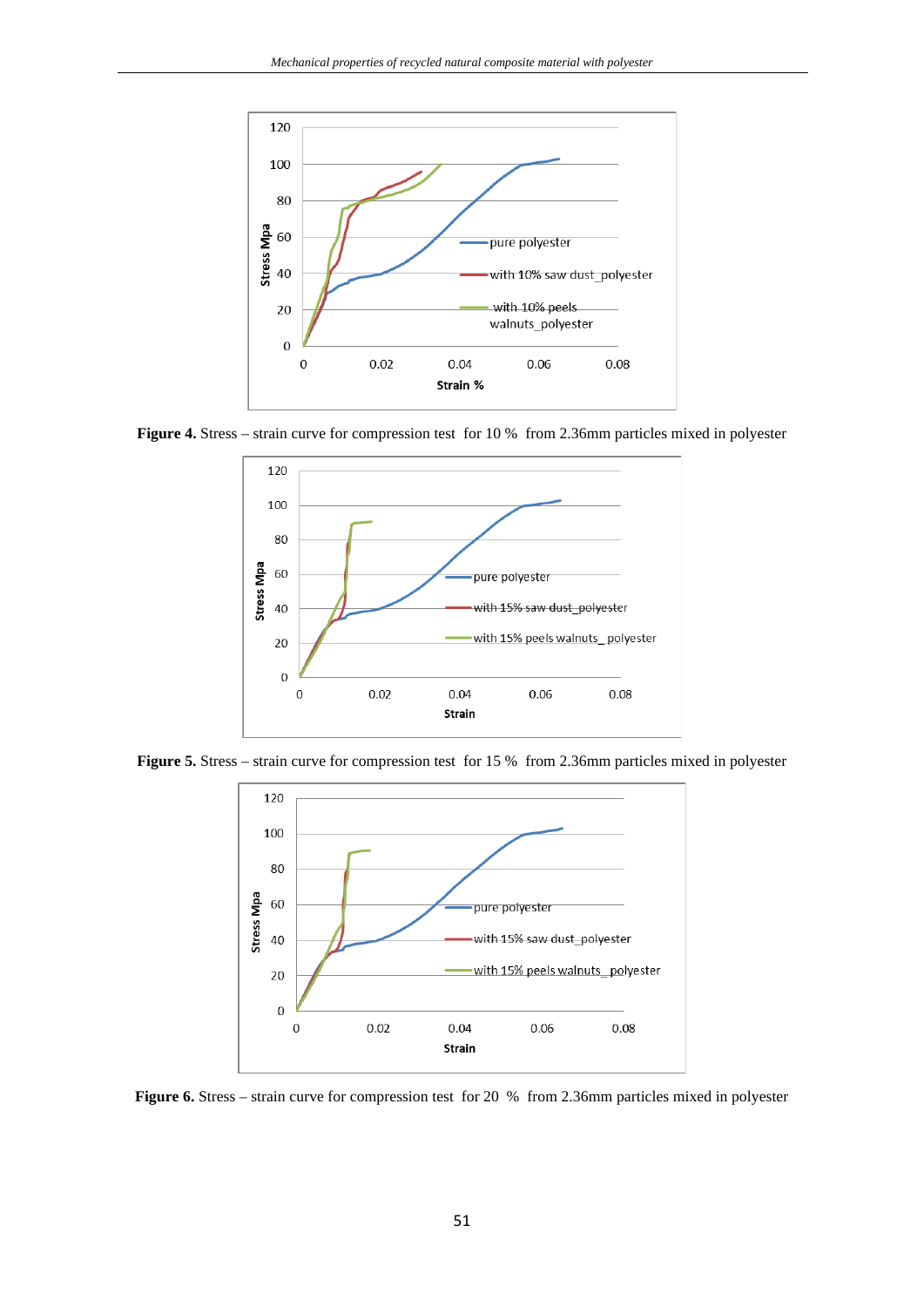**Figure 4.** Stress – strain curve for compression test for 10 % from 2.36mm particles mixed in polyester

**Figure 5.** Stress – strain curve for compression test for 15 % from 2.36mm particles mixed in polyester

**Figure 6.** Stress – strain curve for compression test for 20 % from 2.36mm particles mixed in polyester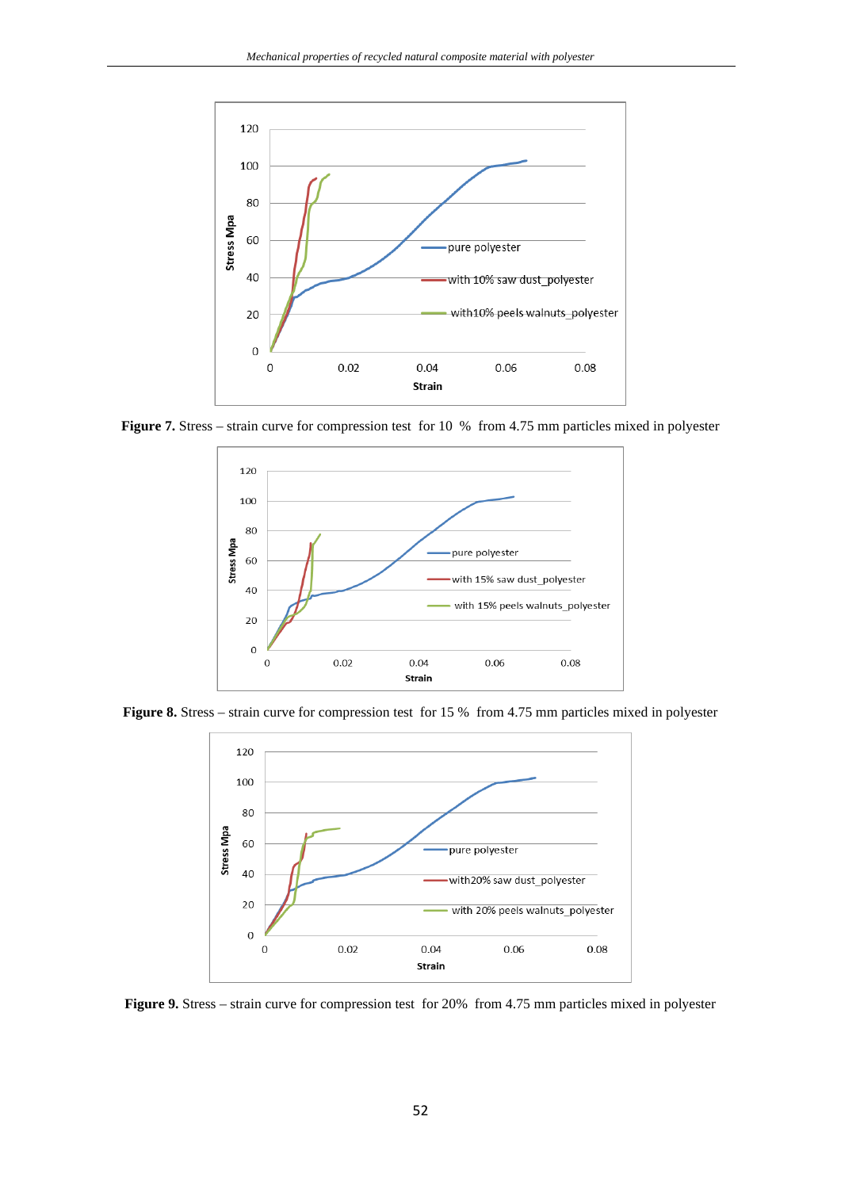**Figure 7.** Stress – strain curve for compression test for 10 % from 4.75 mm particles mixed in polyester

**Figure 8.** Stress – strain curve for compression test for 15 % from 4.75 mm particles mixed in polyester

**Figure 9.** Stress – strain curve for compression test for 20% from 4.75 mm particles mixed in polyester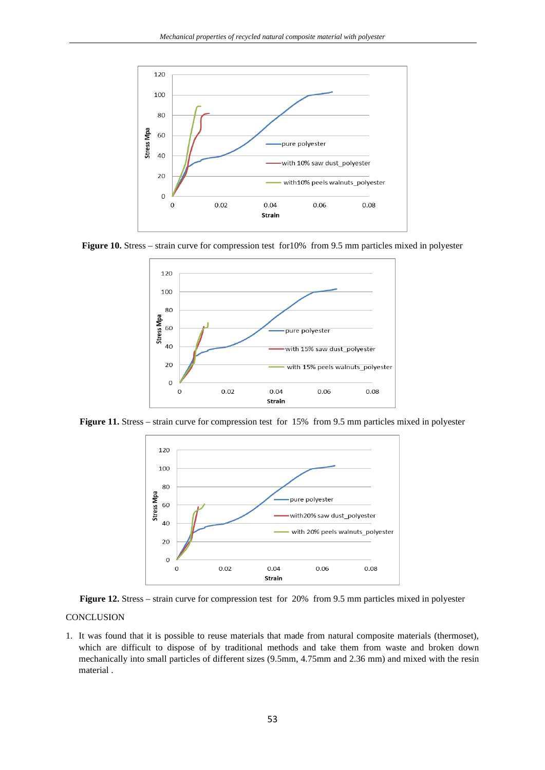**Figure 10.** Stress – strain curve for compression test for10% from 9.5 mm particles mixed in polyester

**Figure 11.** Stress – strain curve for compression test for 15% from 9.5 mm particles mixed in polyester

**Figure 12.** Stress – strain curve for compression test for 20% from 9.5 mm particles mixed in polyester

CONCLUSION

1. It was found that it is possible to reuse materials that made from natural composite materials (thermoset), which are difficult to dispose of by traditional methods and take them from waste and broken down mechanically into small particles of different sizes (9.5mm, 4.75mm and 2.36 mm) and mixed with the resin material .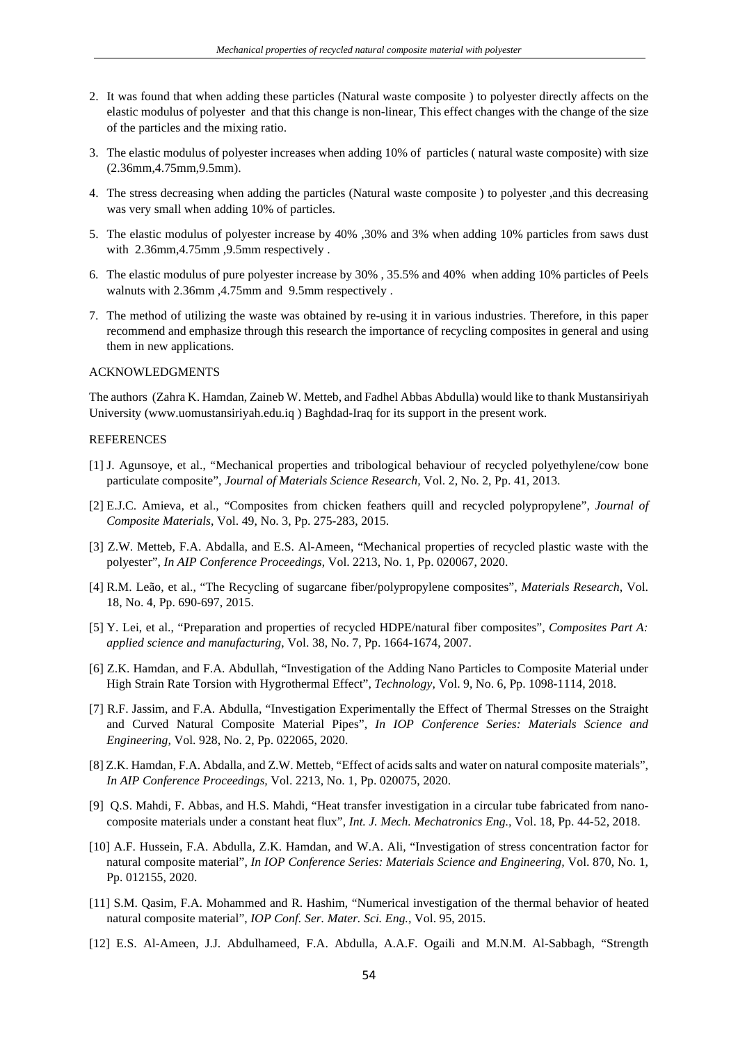2. It was found that when adding these particles (Natural waste composite ) to polyester directly affects on the elastic modulus of polyester and that this change is non-linear, This effect changes with the change of the size of the particles and the mixing ratio.

3. The elastic modulus of polyester increases when adding 10% of particles ( natural waste composite) with size (2.36mm,4.75mm,9.5mm).

4. The stress decreasing when adding the particles (Natural waste composite ) to polyester ,and this decreasing was very small when adding 10% of particles.

5. The elastic modulus of polyester increase by 40% ,30% and 3% when adding 10% particles from saws dust with 2.36mm,4.75mm ,9.5mm respectively .

6. The elastic modulus of pure polyester increase by 30% , 35.5% and 40% when adding 10% particles of Peels walnuts with 2.36mm ,4.75mm and 9.5mm respectively .

7. The method of utilizing the waste was obtained by re-using it in various industries. Therefore, in this paper recommend and emphasize through this research the importance of recycling composites in general and using them in new applications.

## ACKNOWLEDGMENTS

The authors (Zahra K. Hamdan, Zaineb W. Metteb, and Fadhel Abbas Abdulla) would like to thank Mustansiriyah University (www.uomustansiriyah.edu.iq ) Baghdad-Iraq for its support in the present work.

## REFERENCES

[1] J. Agunsoye, et al., “Mechanical properties and tribological behaviour of recycled polyethylene/cow bone particulate composite”, *Journal of Materials Science Research,* Vol. 2, No. 2, Pp. 41, 2013.

[2] E.J.C. Amieva, et al., “Composites from chicken feathers quill and recycled polypropylene”, *Journal of Composite Materials*, Vol. 49, No. 3, Pp. 275-283, 2015.

[3] Z.W. Metteb, F.A. Abdalla, and E.S. Al-Ameen, “Mechanical properties of recycled plastic waste with the polyester”, *In AIP Conference Proceedings*, Vol. 2213, No. 1, Pp. 020067, 2020.

[4] R.M. Leão, et al., “The Recycling of sugarcane fiber/polypropylene composites”, *Materials Research*, Vol. 18, No. 4, Pp. 690-697, 2015.

[5] Y. Lei, et al., “Preparation and properties of recycled HDPE/natural fiber composites”, *Composites Part A: applied science and manufacturing*, Vol. 38, No. 7, Pp. 1664-1674, 2007.

[6] Z.K. Hamdan, and F.A. Abdullah, “Investigation of the Adding Nano Particles to Composite Material under High Strain Rate Torsion with Hygrothermal Effect”, *Technology*, Vol. 9, No. 6, Pp. 1098-1114, 2018.

[7] R.F. Jassim, and F.A. Abdulla, “Investigation Experimentally the Effect of Thermal Stresses on the Straight and Curved Natural Composite Material Pipes”, *In IOP Conference Series: Materials Science and Engineering,* Vol. 928, No. 2, Pp. 022065, 2020.

[8] Z.K. Hamdan, F.A. Abdalla, and Z.W. Metteb, “Effect of acids salts and water on natural composite materials”, *In AIP Conference Proceedings,* Vol. 2213, No. 1, Pp. 020075, 2020.

[9] Q.S. Mahdi, F. Abbas, and H.S. Mahdi, “Heat transfer investigation in a circular tube fabricated from nano-composite materials under a constant heat flux”, *Int. J. Mech. Mechatronics Eng.*, Vol. 18, Pp. 44-52, 2018.

[10] A.F. Hussein, F.A. Abdulla, Z.K. Hamdan, and W.A. Ali, “Investigation of stress concentration factor for natural composite material”, *In IOP Conference Series: Materials Science and Engineering*, Vol. 870, No. 1, Pp. 012155, 2020.

[11] S.M. Qasim, F.A. Mohammed and R. Hashim, “Numerical investigation of the thermal behavior of heated natural composite material”, *IOP Conf. Ser. Mater. Sci. Eng.*, Vol. 95, 2015.

[12] E.S. Al-Ameen, J.J. Abdulhameed, F.A. Abdulla, A.A.F. Ogaili and M.N.M. Al-Sabbagh, “Strength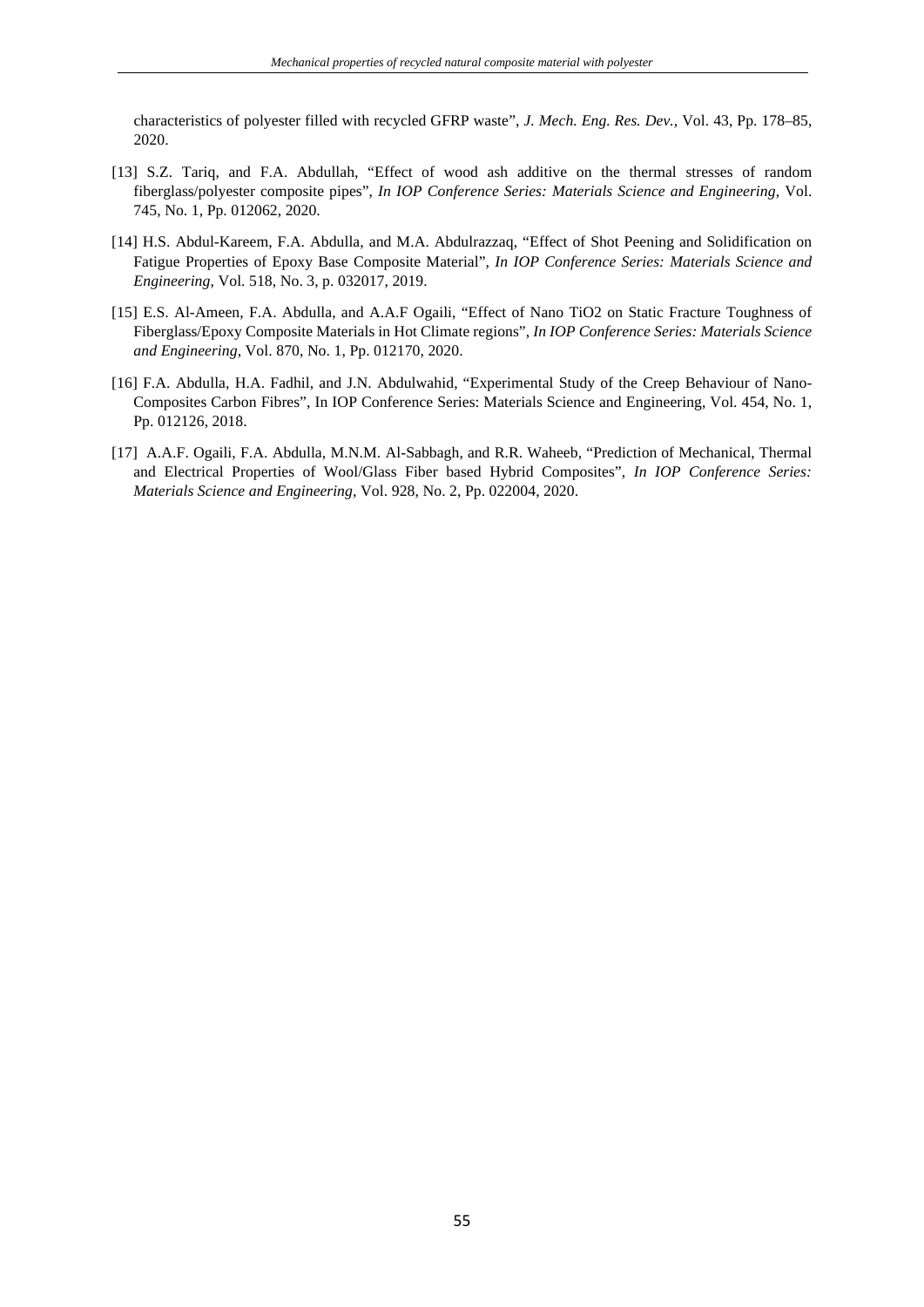characteristics of polyester filled with recycled GFRP waste", *J. Mech. Eng. Res. Dev.,* Vol. 43, Pp. 178–85, 2020.

[13] S.Z. Tariq, and F.A. Abdullah, "Effect of wood ash additive on the thermal stresses of random fiberglass/polyester composite pipes", *In IOP Conference Series: Materials Science and Engineering*, Vol. 745, No. 1, Pp. 012062, 2020.

[14] H.S. Abdul-Kareem, F.A. Abdulla, and M.A. Abdulrazzaq, "Effect of Shot Peening and Solidification on Fatigue Properties of Epoxy Base Composite Material", *In IOP Conference Series: Materials Science and Engineering*, Vol. 518, No. 3, p. 032017, 2019.

[15] E.S. Al-Ameen, F.A. Abdulla, and A.A.F Ogaili, "Effect of Nano TiO2 on Static Fracture Toughness of Fiberglass/Epoxy Composite Materials in Hot Climate regions", *In IOP Conference Series: Materials Science and Engineering*, Vol. 870, No. 1, Pp. 012170, 2020.

[16] F.A. Abdulla, H.A. Fadhil, and J.N. Abdulwahid, "Experimental Study of the Creep Behaviour of Nano-Composites Carbon Fibres", In IOP Conference Series: Materials Science and Engineering, Vol. 454, No. 1, Pp. 012126, 2018.

[17] A.A.F. Ogaili, F.A. Abdulla, M.N.M. Al-Sabbagh, and R.R. Waheeb, "Prediction of Mechanical, Thermal and Electrical Properties of Wool/Glass Fiber based Hybrid Composites", *In IOP Conference Series: Materials Science and Engineering*, Vol. 928, No. 2, Pp. 022004, 2020.